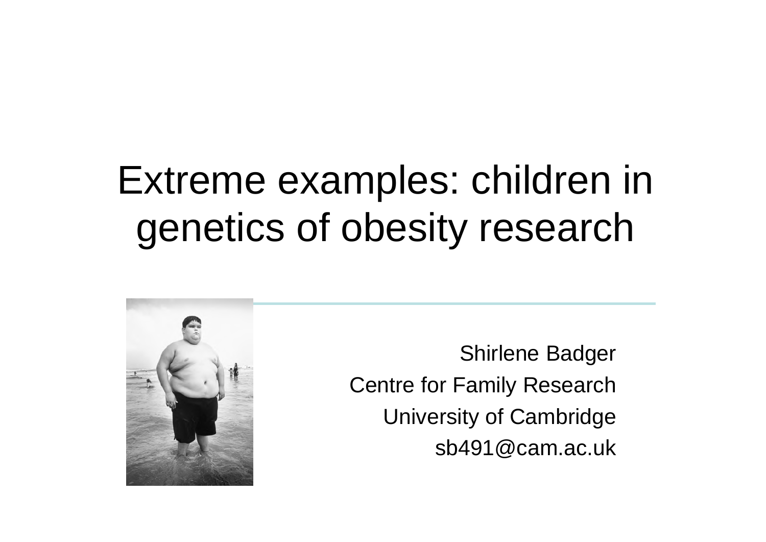# Extreme examples: children in genetics of obesity research

Shirlene Badger
Centre for Family Research
University of Cambridge
sb491@cam.ac.uk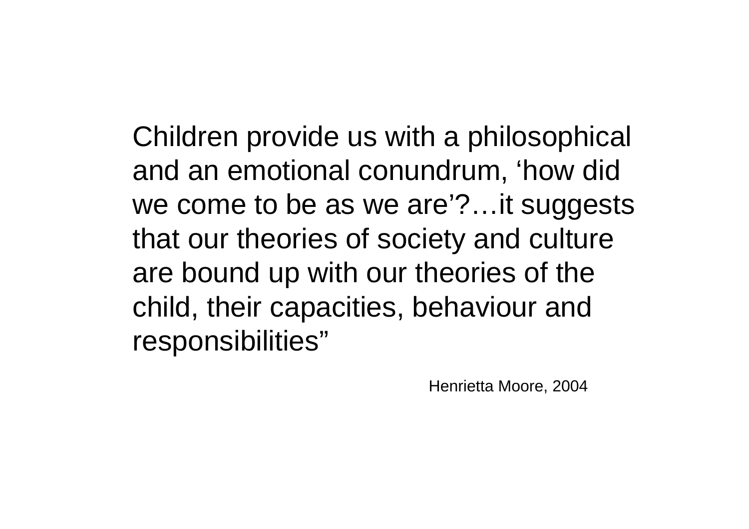Children provide us with a philosophical and an emotional conundrum, ‘how did we come to be as we are’?…it suggests that our theories of society and culture are bound up with our theories of the child, their capacities, behaviour and responsibilities”

Henrietta Moore, 2004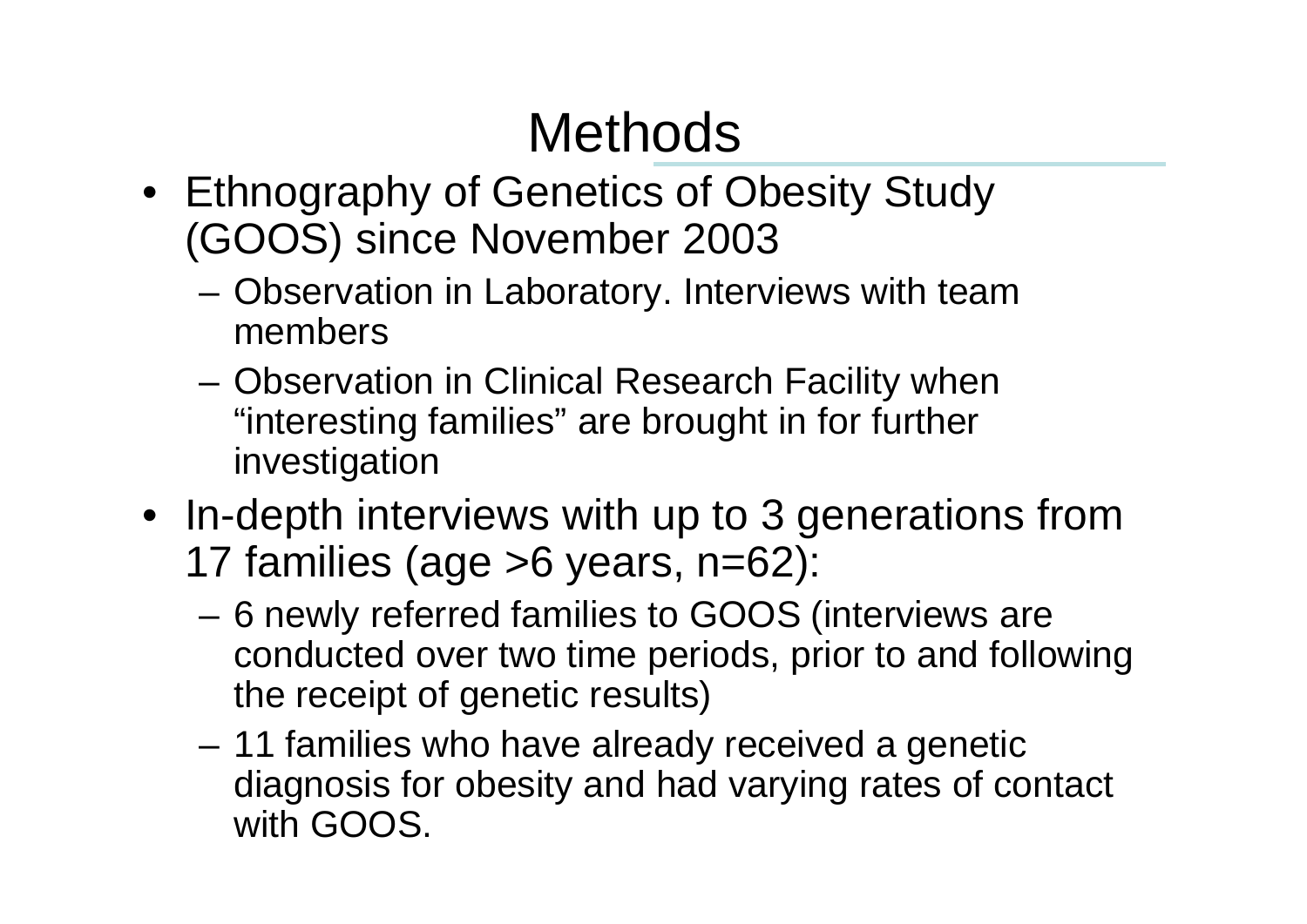# Methods

- Ethnography of Genetics of Obesity Study (GOOS) since November 2003
  - Observation in Laboratory. Interviews with team members
  - Observation in Clinical Research Facility when "interesting families" are brought in for further investigation
- In-depth interviews with up to 3 generations from 17 families (age >6 years, n=62):
  - 6 newly referred families to GOOS (interviews are conducted over two time periods, prior to and following the receipt of genetic results)
  - 11 families who have already received a genetic diagnosis for obesity and had varying rates of contact with GOOS.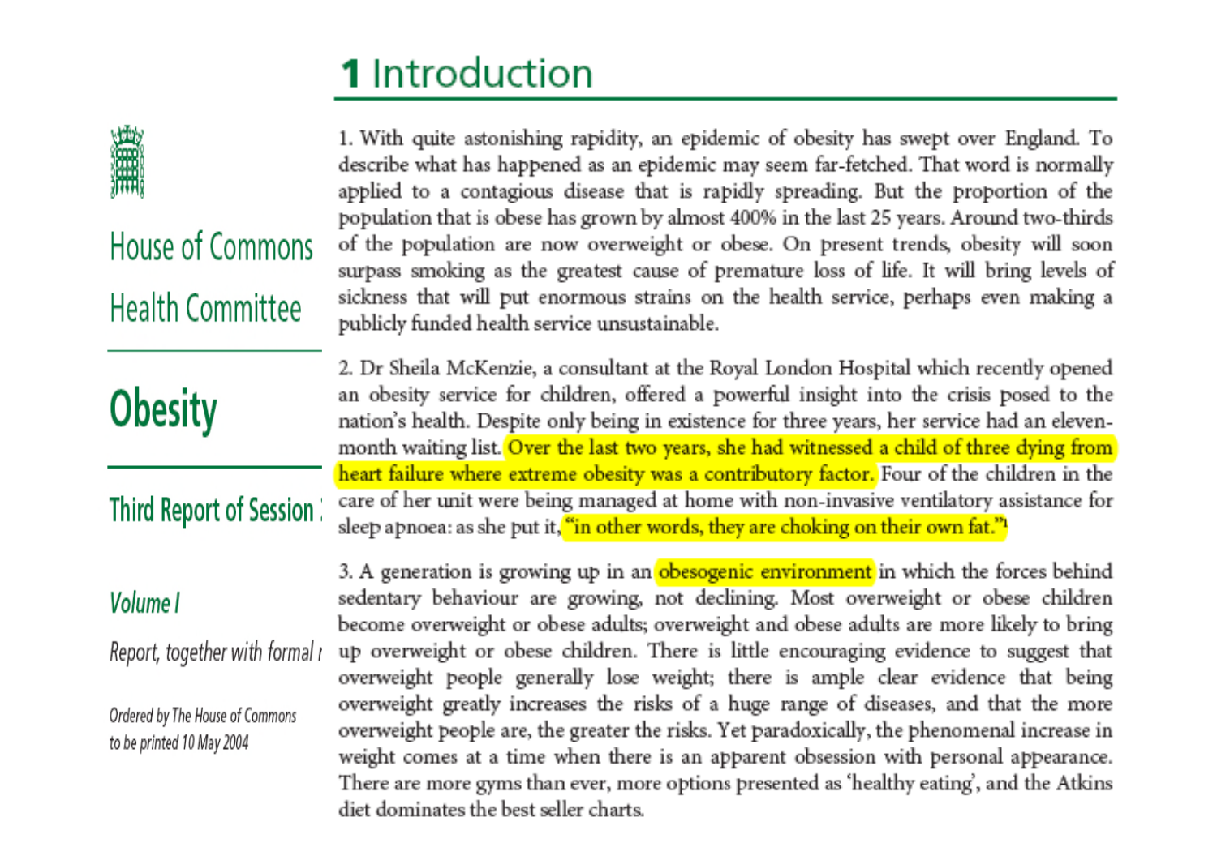House of Commons

Health Committee

**Obesity**

Third Report of Session

*Volume I*

*Report, together with formal*

*Ordered by The House of Commons to be printed 10 May 2004*

# 1 Introduction

1. With quite astonishing rapidity, an epidemic of obesity has swept over England. To describe what has happened as an epidemic may seem far-fetched. That word is normally applied to a contagious disease that is rapidly spreading. But the proportion of the population that is obese has grown by almost 400% in the last 25 years. Around two-thirds of the population are now overweight or obese. On present trends, obesity will soon surpass smoking as the greatest cause of premature loss of life. It will bring levels of sickness that will put enormous strains on the health service, perhaps even making a publicly funded health service unsustainable.

2. Dr Sheila McKenzie, a consultant at the Royal London Hospital which recently opened an obesity service for children, offered a powerful insight into the crisis posed to the nation's health. Despite only being in existence for three years, her service had an eleven-month waiting list. Over the last two years, she had witnessed a child of three dying from heart failure where extreme obesity was a contributory factor. Four of the children in the care of her unit were being managed at home with non-invasive ventilatory assistance for sleep apnoea: as she put it, "in other words, they are choking on their own fat."[1]

3. A generation is growing up in an obesogenic environment in which the forces behind sedentary behaviour are growing, not declining. Most overweight or obese children become overweight or obese adults; overweight and obese adults are more likely to bring up overweight or obese children. There is little encouraging evidence to suggest that overweight people generally lose weight; there is ample clear evidence that being overweight greatly increases the risks of a huge range of diseases, and that the more overweight people are, the greater the risks. Yet paradoxically, the phenomenal increase in weight comes at a time when there is an apparent obsession with personal appearance. There are more gyms than ever, more options presented as 'healthy eating', and the Atkins diet dominates the best seller charts.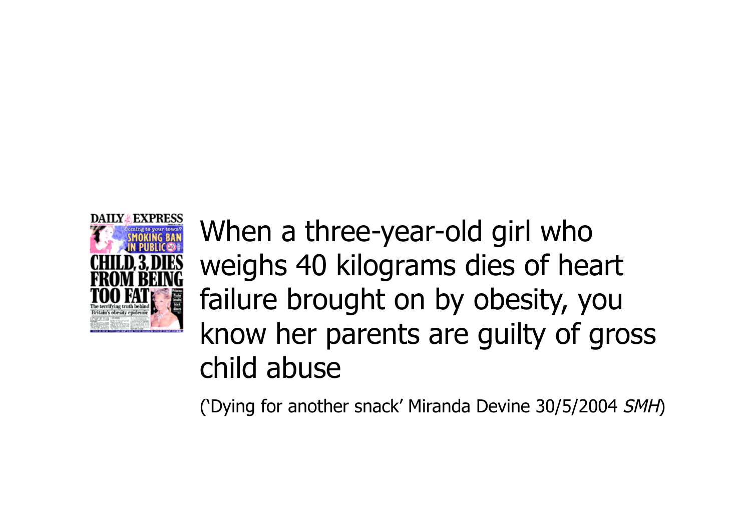When a three-year-old girl who weighs 40 kilograms dies of heart failure brought on by obesity, you know her parents are guilty of gross child abuse

(‘Dying for another snack’ Miranda Devine 30/5/2004 *SMH*)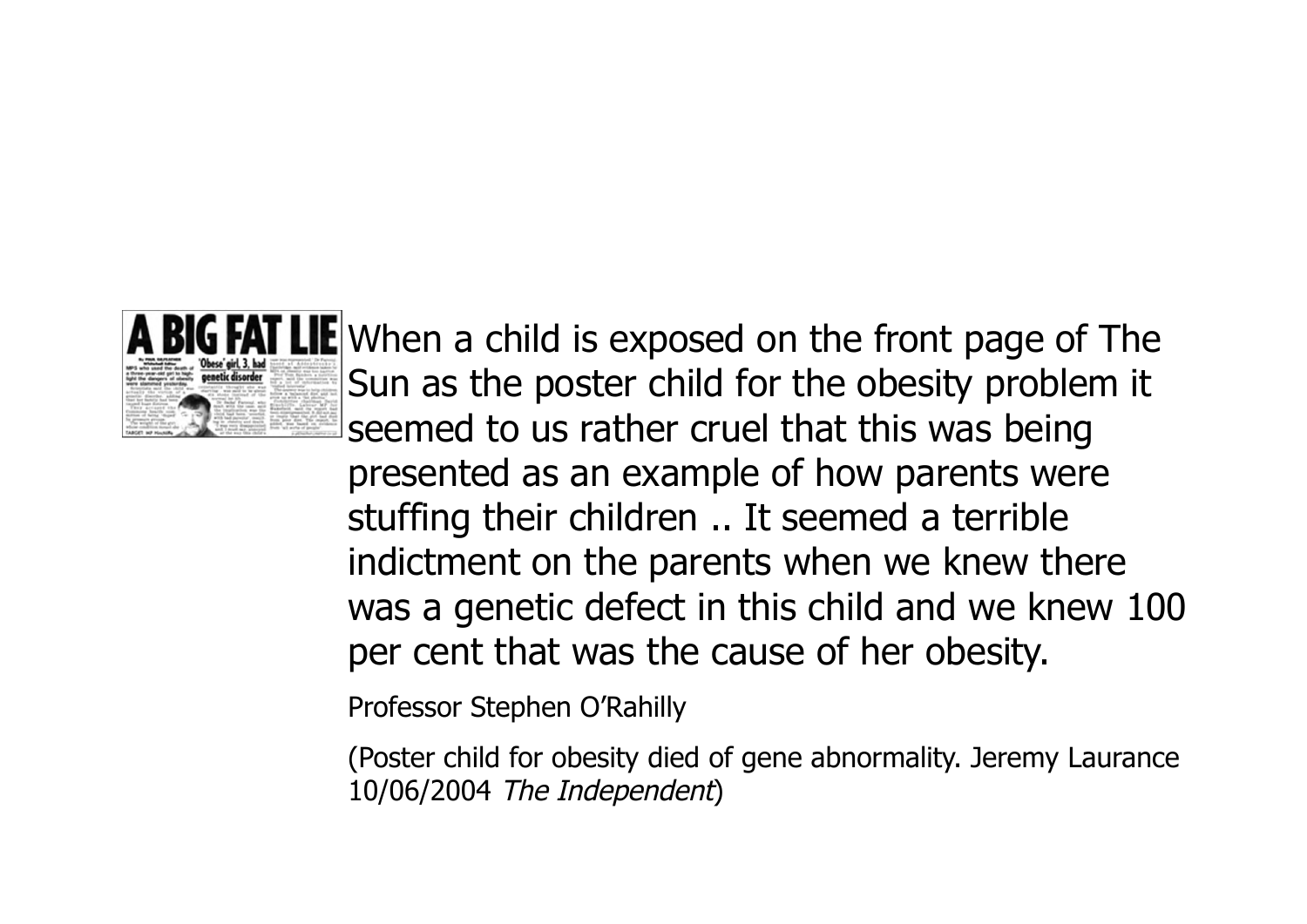When a child is exposed on the front page of The Sun as the poster child for the obesity problem it seemed to us rather cruel that this was being presented as an example of how parents were stuffing their children .. It seemed a terrible indictment on the parents when we knew there was a genetic defect in this child and we knew 100 per cent that was the cause of her obesity.

Professor Stephen O'Rahilly

(Poster child for obesity died of gene abnormality. Jeremy Laurance 10/06/2004 *The Independent*)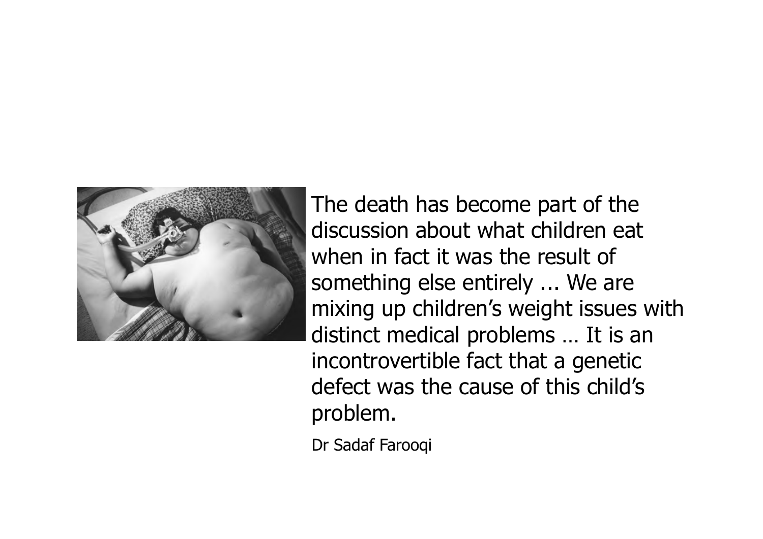The death has become part of the discussion about what children eat when in fact it was the result of something else entirely ... We are mixing up children's weight issues with distinct medical problems … It is an incontrovertible fact that a genetic defect was the cause of this child's problem.

Dr Sadaf Farooqi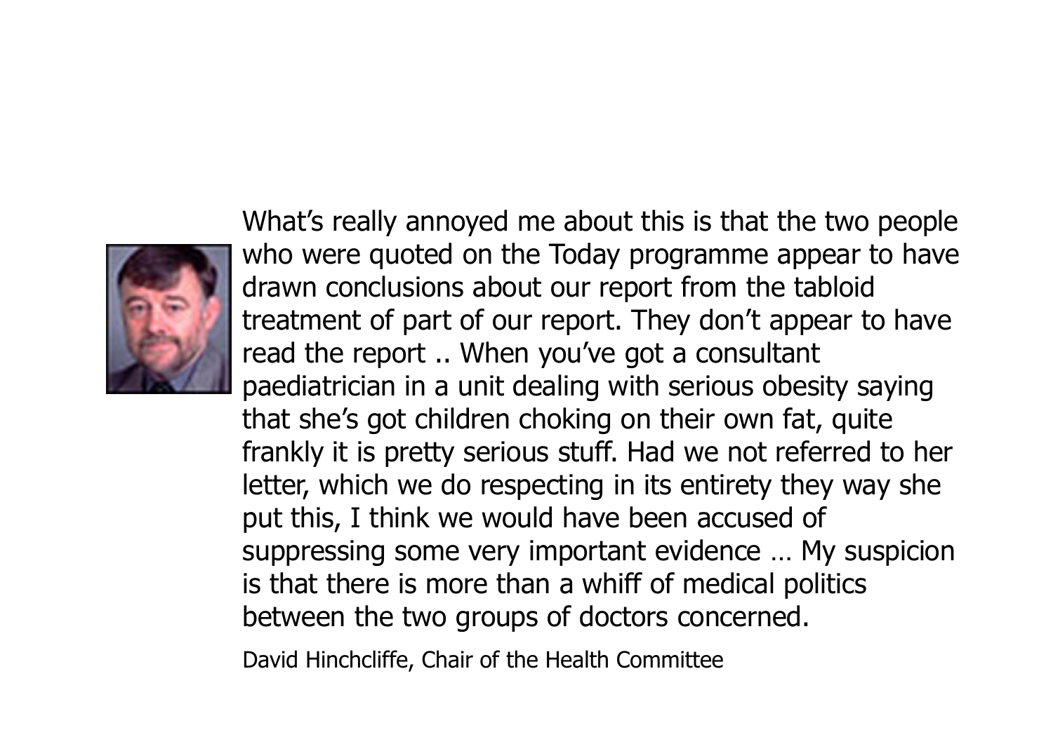What's really annoyed me about this is that the two people who were quoted on the Today programme appear to have drawn conclusions about our report from the tabloid treatment of part of our report. They don't appear to have read the report .. When you've got a consultant paediatrician in a unit dealing with serious obesity saying that she's got children choking on their own fat, quite frankly it is pretty serious stuff. Had we not referred to her letter, which we do respecting in its entirety they way she put this, I think we would have been accused of suppressing some very important evidence … My suspicion is that there is more than a whiff of medical politics between the two groups of doctors concerned.

David Hinchcliffe, Chair of the Health Committee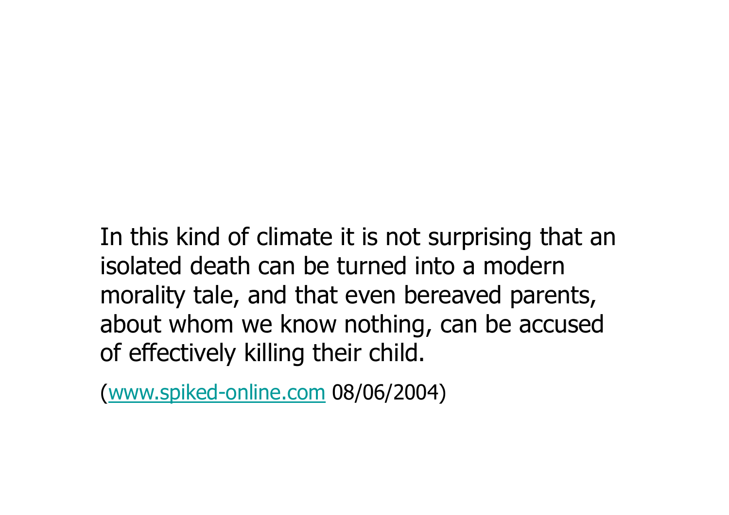In this kind of climate it is not surprising that an isolated death can be turned into a modern morality tale, and that even bereaved parents, about whom we know nothing, can be accused of effectively killing their child.

(www.spiked-online.com 08/06/2004)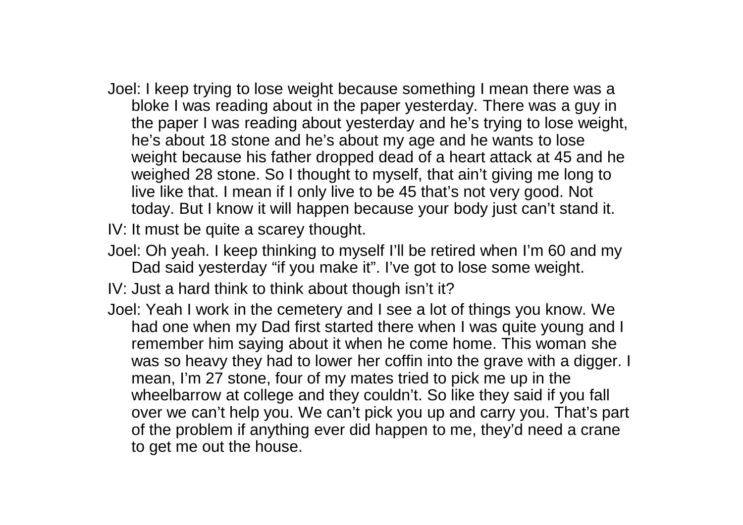Joel: I keep trying to lose weight because something I mean there was a bloke I was reading about in the paper yesterday. There was a guy in the paper I was reading about yesterday and he's trying to lose weight, he's about 18 stone and he's about my age and he wants to lose weight because his father dropped dead of a heart attack at 45 and he weighed 28 stone. So I thought to myself, that ain't giving me long to live like that. I mean if I only live to be 45 that's not very good. Not today. But I know it will happen because your body just can't stand it.

IV: It must be quite a scarey thought.

Joel: Oh yeah. I keep thinking to myself I'll be retired when I'm 60 and my Dad said yesterday "if you make it". I've got to lose some weight.

IV: Just a hard think to think about though isn't it?

Joel: Yeah I work in the cemetery and I see a lot of things you know. We had one when my Dad first started there when I was quite young and I remember him saying about it when he come home. This woman she was so heavy they had to lower her coffin into the grave with a digger. I mean, I'm 27 stone, four of my mates tried to pick me up in the wheelbarrow at college and they couldn't. So like they said if you fall over we can't help you. We can't pick you up and carry you. That's part of the problem if anything ever did happen to me, they'd need a crane to get me out the house.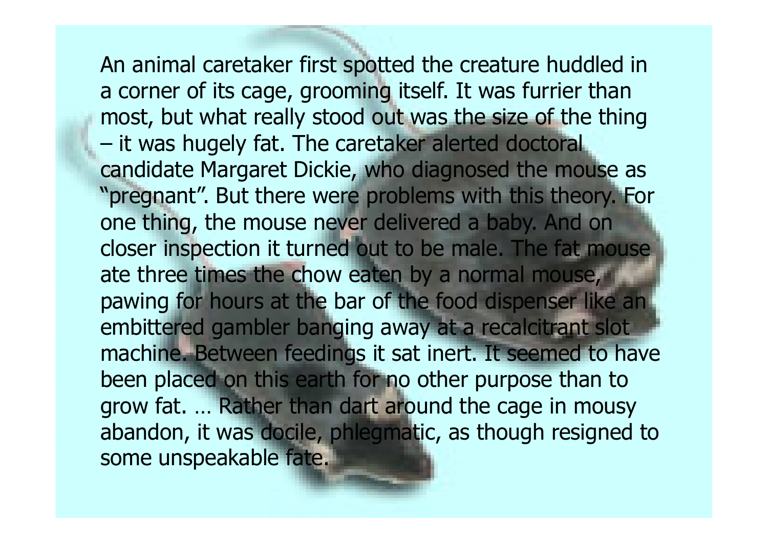An animal caretaker first spotted the creature huddled in a corner of its cage, grooming itself. It was furrier than most, but what really stood out was the size of the thing – it was hugely fat. The caretaker alerted doctoral candidate Margaret Dickie, who diagnosed the mouse as "pregnant". But there were problems with this theory. For one thing, the mouse never delivered a baby. And on closer inspection it turned out to be male. The fat mouse ate three times the chow eaten by a normal mouse, pawing for hours at the bar of the food dispenser like an embittered gambler banging away at a recalcitrant slot machine. Between feedings it sat inert. It seemed to have been placed on this earth for no other purpose than to grow fat. … Rather than dart around the cage in mousy abandon, it was docile, phlegmatic, as though resigned to some unspeakable fate.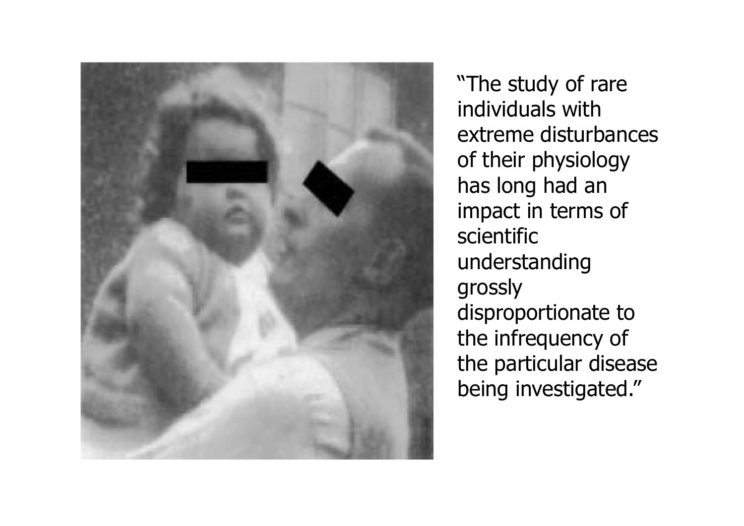"The study of rare individuals with extreme disturbances of their physiology has long had an impact in terms of scientific understanding grossly disproportionate to the infrequency of the particular disease being investigated."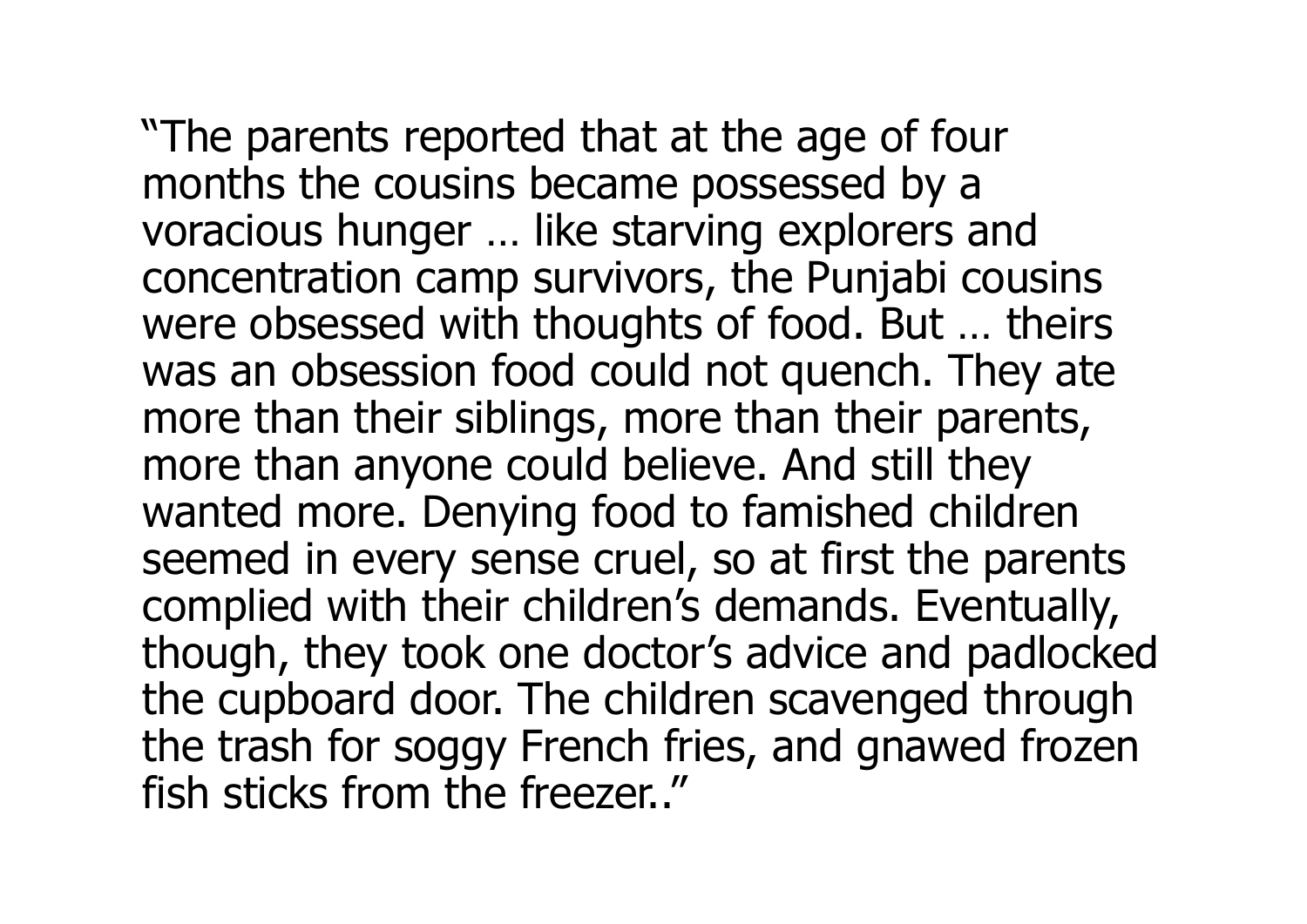"The parents reported that at the age of four months the cousins became possessed by a voracious hunger … like starving explorers and concentration camp survivors, the Punjabi cousins were obsessed with thoughts of food. But … theirs was an obsession food could not quench. They ate more than their siblings, more than their parents, more than anyone could believe. And still they wanted more. Denying food to famished children seemed in every sense cruel, so at first the parents complied with their children's demands. Eventually, though, they took one doctor's advice and padlocked the cupboard door. The children scavenged through the trash for soggy French fries, and gnawed frozen fish sticks from the freezer.."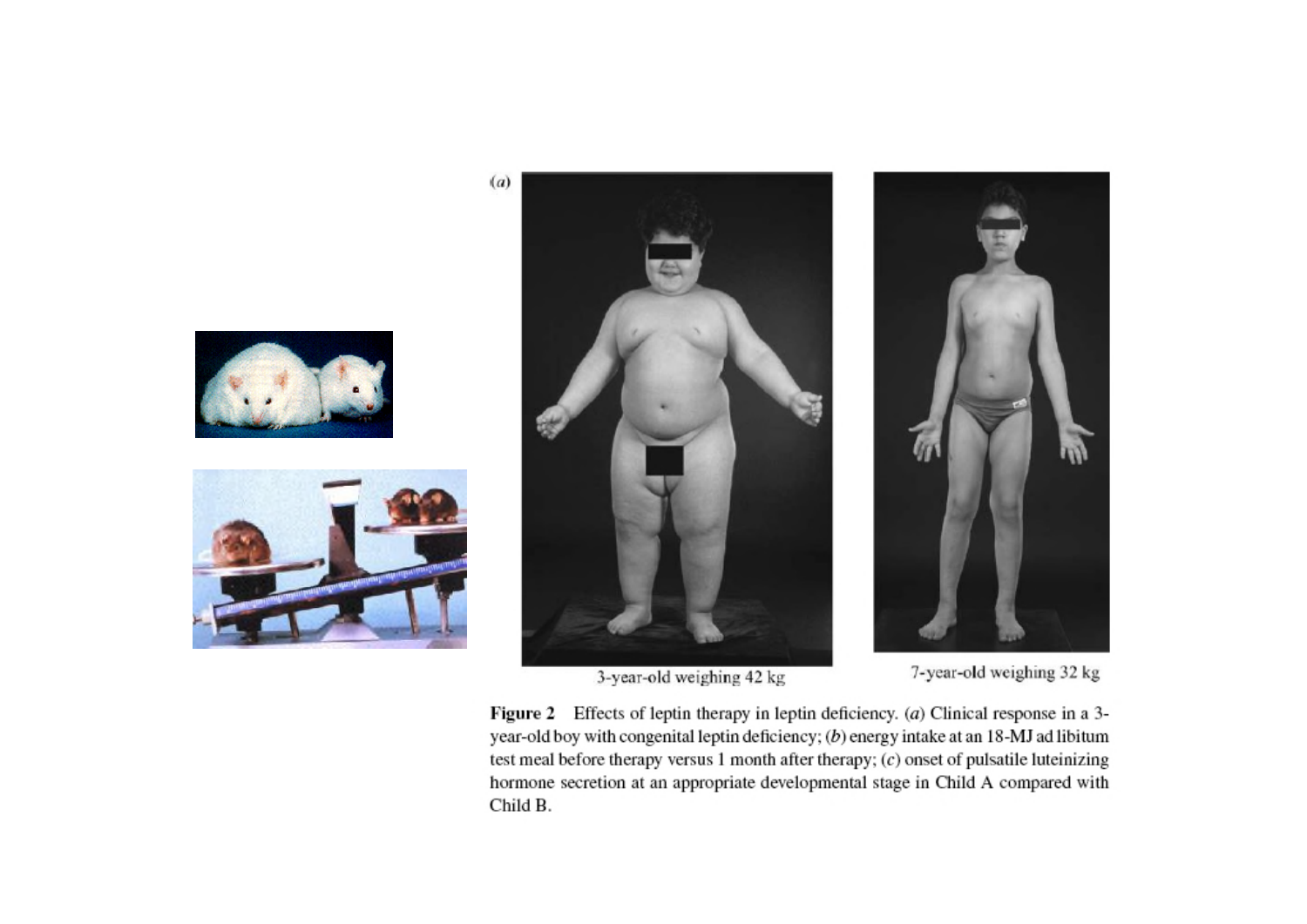(a)

3-year-old weighing 42 kg

7-year-old weighing 32 kg

**Figure 2** Effects of leptin therapy in leptin deficiency. (*a*) Clinical response in a 3-year-old boy with congenital leptin deficiency; (*b*) energy intake at an 18-MJ ad libitum test meal before therapy versus 1 month after therapy; (*c*) onset of pulsatile luteinizing hormone secretion at an appropriate developmental stage in Child A compared with Child B.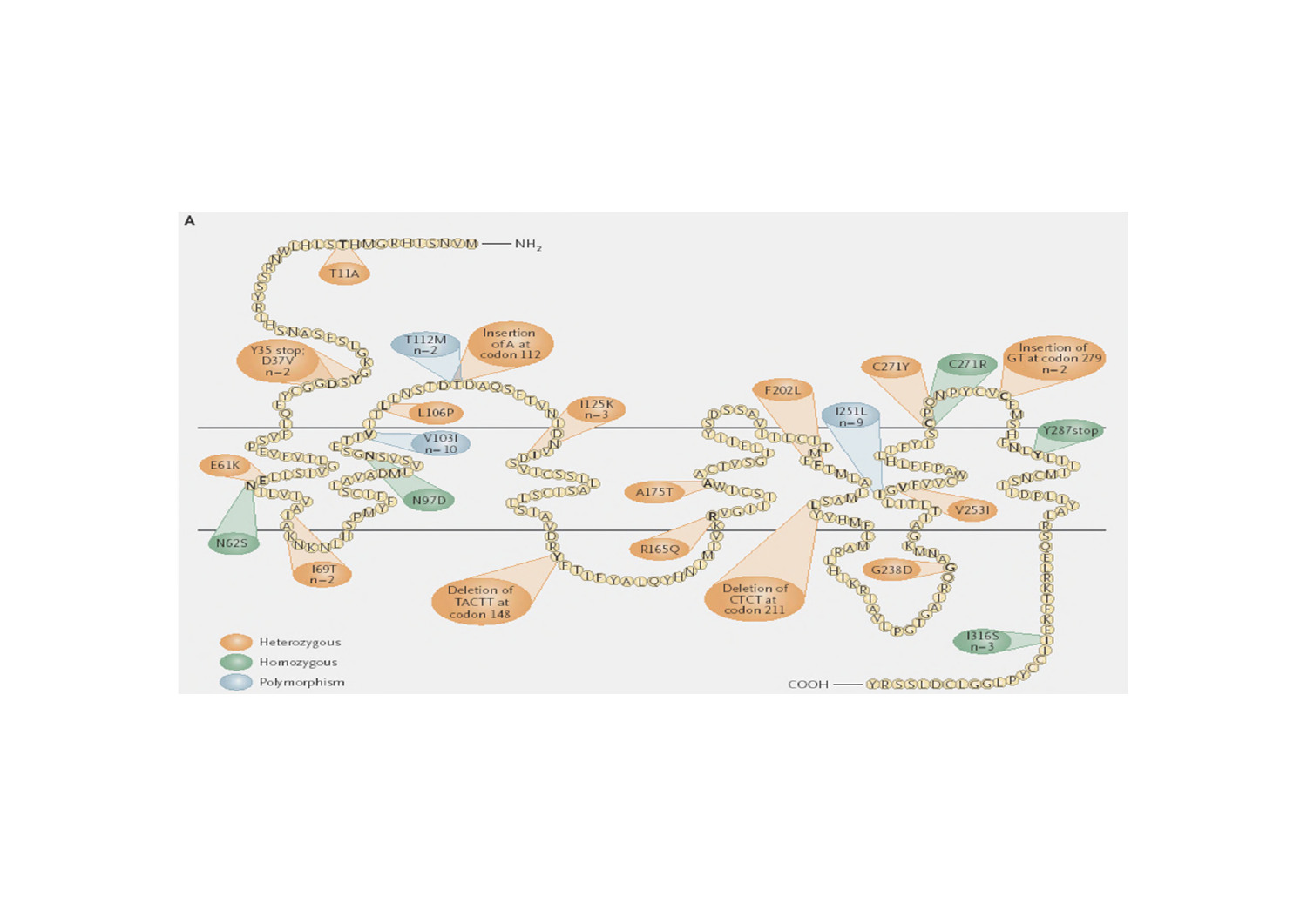A

NH2

COOH

T11A

Y35 stop; D37V n–2

T112M n–2

Insertion of A at codon 112

I125K n–3

L106P

V103I n–10

E61K

N62S

N97D

I69T n–2

Deletion of TACTT at codon 148

A175T

R165Q

F202L

I251L n–9

C271Y

C271R

Insertion of GT at codon 279 n–2

Y287stop

V253I

G238D

Deletion of CTCT at codon 211

I316S n–3

Heterozygous

Homozygous

Polymorphism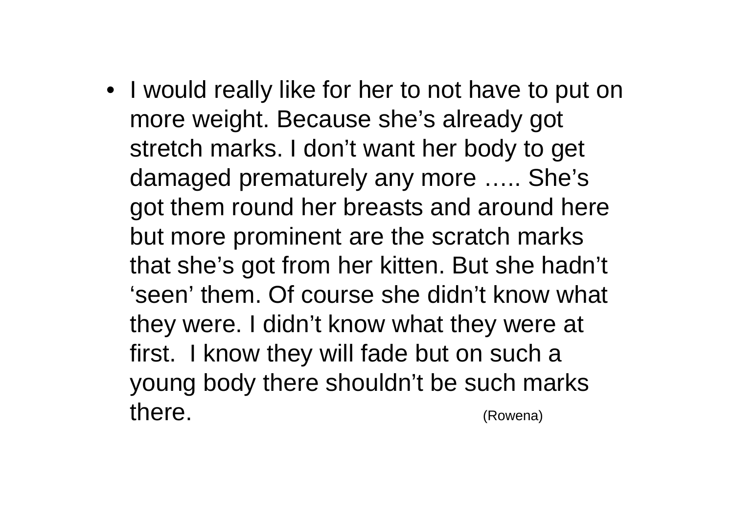- I would really like for her to not have to put on more weight. Because she's already got stretch marks. I don't want her body to get damaged prematurely any more ….. She's got them round her breasts and around here but more prominent are the scratch marks that she's got from her kitten. But she hadn't 'seen' them. Of course she didn't know what they were. I didn't know what they were at first. I know they will fade but on such a young body there shouldn't be such marks there. (Rowena)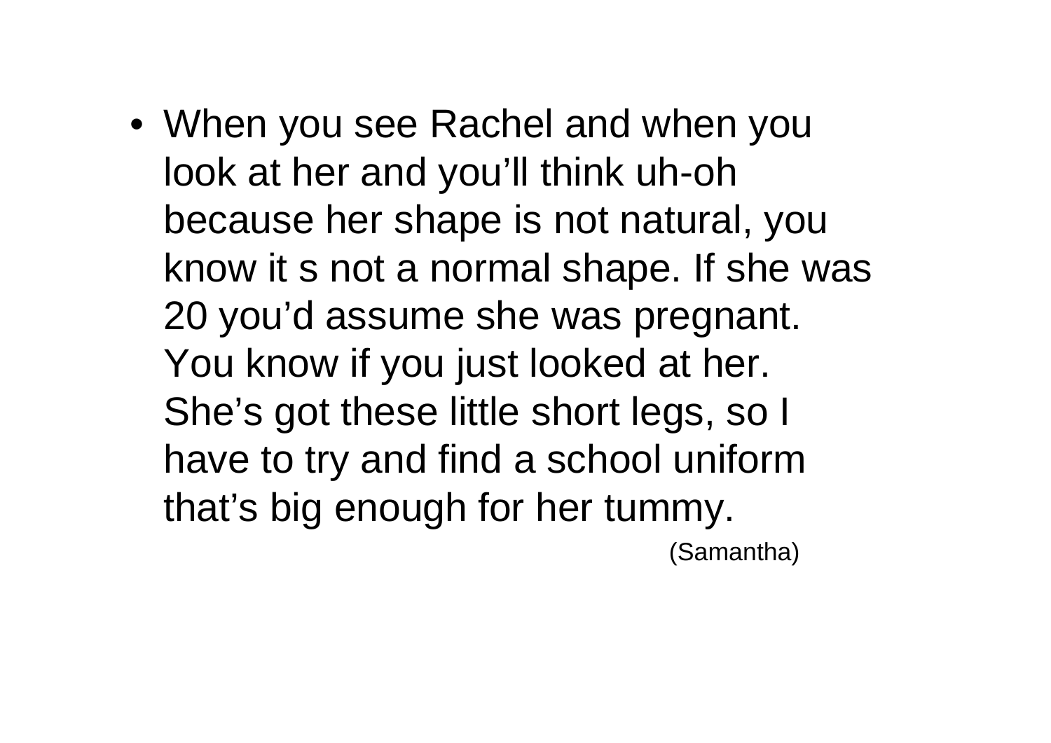- When you see Rachel and when you look at her and you'll think uh-oh because her shape is not natural, you know it s not a normal shape. If she was 20 you'd assume she was pregnant. You know if you just looked at her. She's got these little short legs, so I have to try and find a school uniform that's big enough for her tummy.

(Samantha)